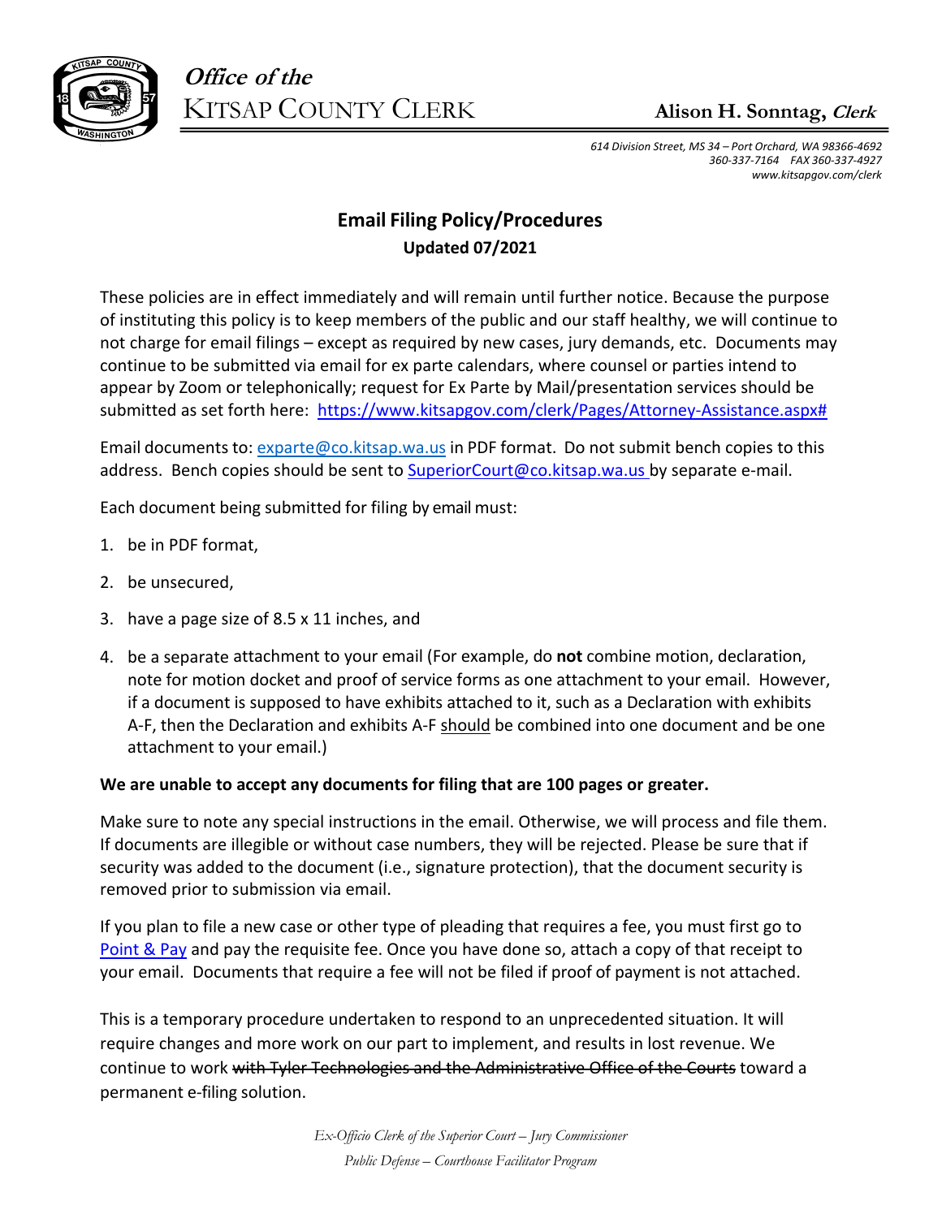*Office of the*
KITSAP COUNTY CLERK

**Alison H. Sonntag, *Clerk***

*614 Division Street, MS 34 – Port Orchard, WA 98366-4692*
*360-337-7164 FAX 360-337-4927*
*www.kitsapgov.com/clerk*

# Email Filing Policy/Procedures

**Updated 07/2021**

These policies are in effect immediately and will remain until further notice. Because the purpose of instituting this policy is to keep members of the public and our staff healthy, we will continue to not charge for email filings – except as required by new cases, jury demands, etc. Documents may continue to be submitted via email for ex parte calendars, where counsel or parties intend to appear by Zoom or telephonically; request for Ex Parte by Mail/presentation services should be submitted as set forth here: https://www.kitsapgov.com/clerk/Pages/Attorney-Assistance.aspx#

Email documents to: exparte@co.kitsap.wa.us in PDF format. Do not submit bench copies to this address. Bench copies should be sent to SuperiorCourt@co.kitsap.wa.us by separate e-mail.

Each document being submitted for filing by email must:

1. be in PDF format,
2. be unsecured,
3. have a page size of 8.5 x 11 inches, and
4. be a separate attachment to your email (For example, do **not** combine motion, declaration, note for motion docket and proof of service forms as one attachment to your email. However, if a document is supposed to have exhibits attached to it, such as a Declaration with exhibits A-F, then the Declaration and exhibits A-F should be combined into one document and be one attachment to your email.)

**We are unable to accept any documents for filing that are 100 pages or greater.**

Make sure to note any special instructions in the email. Otherwise, we will process and file them. If documents are illegible or without case numbers, they will be rejected. Please be sure that if security was added to the document (i.e., signature protection), that the document security is removed prior to submission via email.

If you plan to file a new case or other type of pleading that requires a fee, you must first go to Point & Pay and pay the requisite fee. Once you have done so, attach a copy of that receipt to your email. Documents that require a fee will not be filed if proof of payment is not attached.

This is a temporary procedure undertaken to respond to an unprecedented situation. It will require changes and more work on our part to implement, and results in lost revenue. We continue to work ~~with Tyler Technologies and the Administrative Office of the Courts~~ toward a permanent e-filing solution.

*Ex-Officio Clerk of the Superior Court – Jury Commissioner*
*Public Defense – Courthouse Facilitator Program*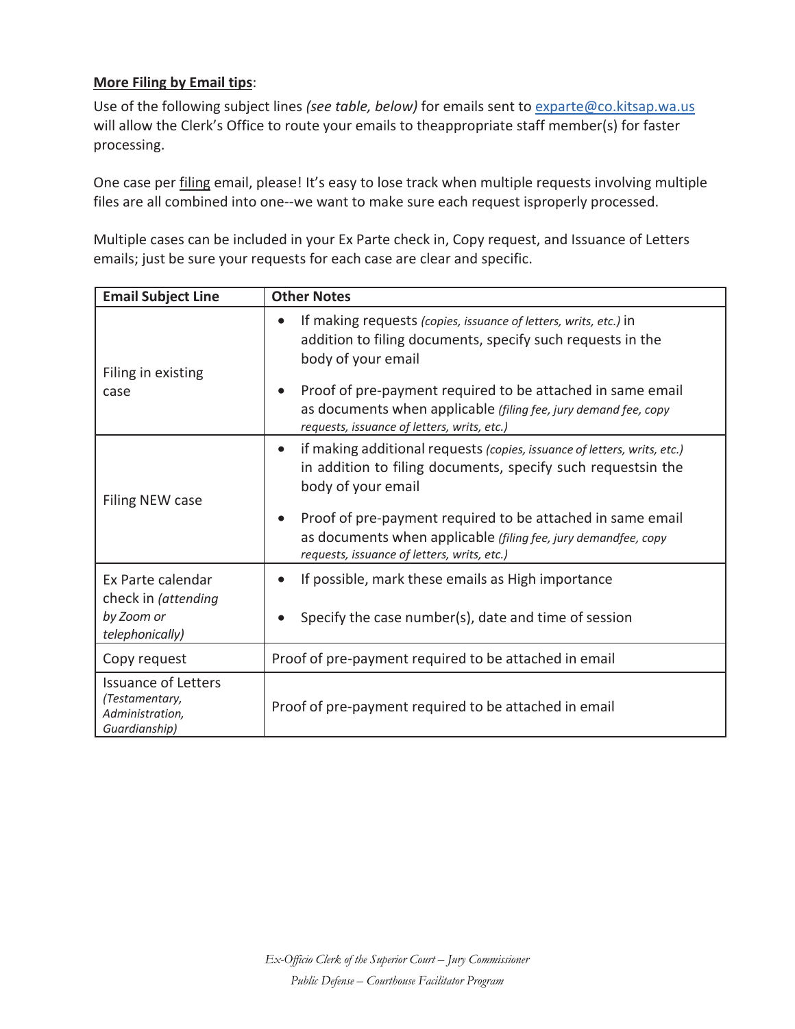**More Filing by Email tips**:

Use of the following subject lines *(see table, below)* for emails sent to exparte@co.kitsap.wa.us will allow the Clerk's Office to route your emails to theappropriate staff member(s) for faster processing.

One case per filing email, please! It's easy to lose track when multiple requests involving multiple files are all combined into one--we want to make sure each request isproperly processed.

Multiple cases can be included in your Ex Parte check in, Copy request, and Issuance of Letters emails; just be sure your requests for each case are clear and specific.

| **Email Subject Line** | **Other Notes** |
|---|---|
| Filing in existing case | • If making requests *(copies, issuance of letters, writs, etc.)* in addition to filing documents, specify such requests in the body of your email<br>• Proof of pre-payment required to be attached in same email as documents when applicable *(filing fee, jury demand fee, copy requests, issuance of letters, writs, etc.)* |
| Filing NEW case | • if making additional requests *(copies, issuance of letters, writs, etc.)* in addition to filing documents, specify such requestsin the body of your email<br>• Proof of pre-payment required to be attached in same email as documents when applicable *(filing fee, jury demandfee, copy requests, issuance of letters, writs, etc.)* |
| Ex Parte calendar check in *(attending by Zoom or telephonically)* | • If possible, mark these emails as High importance<br>• Specify the case number(s), date and time of session |
| Copy request | Proof of pre-payment required to be attached in email |
| Issuance of Letters *(Testamentary, Administration, Guardianship)* | Proof of pre-payment required to be attached in email |

*Ex-Officio Clerk of the Superior Court – Jury Commissioner*

*Public Defense – Courthouse Facilitator Program*